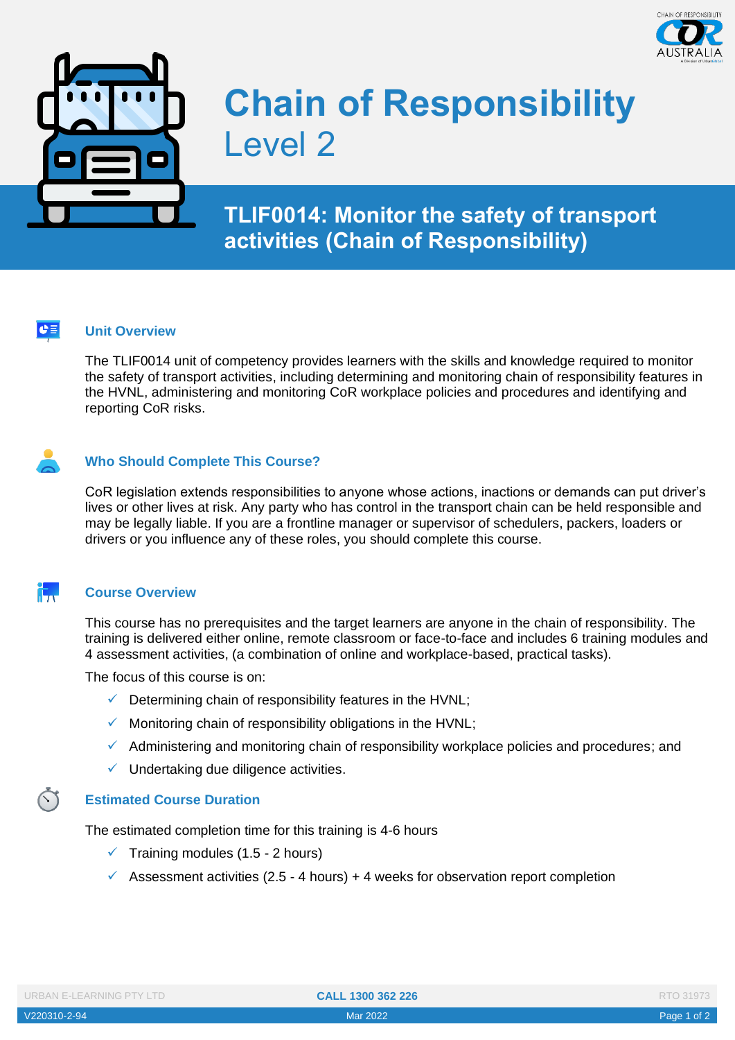# Chain of Responsibility
Level 2

## TLIF0014: Monitor the safety of transport activities (Chain of Responsibility)

### Unit Overview

The TLIF0014 unit of competency provides learners with the skills and knowledge required to monitor the safety of transport activities, including determining and monitoring chain of responsibility features in the HVNL, administering and monitoring CoR workplace policies and procedures and identifying and reporting CoR risks.

### Who Should Complete This Course?

CoR legislation extends responsibilities to anyone whose actions, inactions or demands can put driver's lives or other lives at risk. Any party who has control in the transport chain can be held responsible and may be legally liable. If you are a frontline manager or supervisor of schedulers, packers, loaders or drivers or you influence any of these roles, you should complete this course.

### Course Overview

This course has no prerequisites and the target learners are anyone in the chain of responsibility. The training is delivered either online, remote classroom or face-to-face and includes 6 training modules and 4 assessment activities, (a combination of online and workplace-based, practical tasks).

The focus of this course is on:

- ✓ Determining chain of responsibility features in the HVNL;
- ✓ Monitoring chain of responsibility obligations in the HVNL;
- ✓ Administering and monitoring chain of responsibility workplace policies and procedures; and
- ✓ Undertaking due diligence activities.

### Estimated Course Duration

The estimated completion time for this training is 4-6 hours

- ✓ Training modules (1.5 - 2 hours)
- ✓ Assessment activities (2.5 - 4 hours) + 4 weeks for observation report completion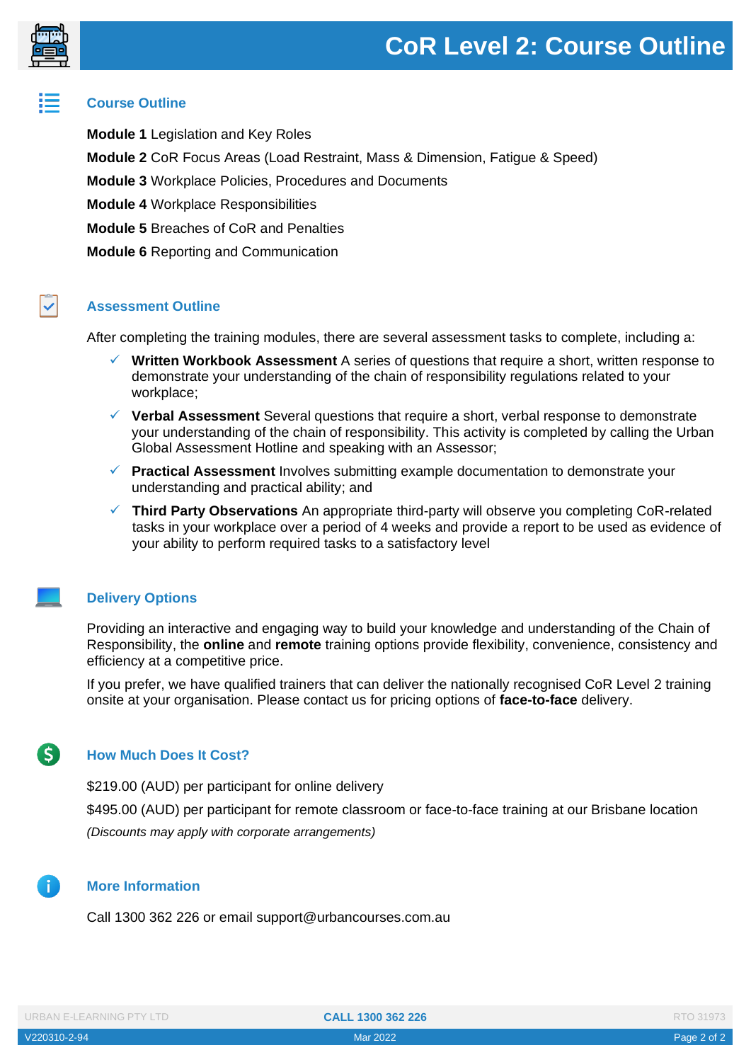# CoR Level 2: Course Outline

## Course Outline

**Module 1** Legislation and Key Roles

**Module 2** CoR Focus Areas (Load Restraint, Mass & Dimension, Fatigue & Speed)

**Module 3** Workplace Policies, Procedures and Documents

**Module 4** Workplace Responsibilities

**Module 5** Breaches of CoR and Penalties

**Module 6** Reporting and Communication

## Assessment Outline

After completing the training modules, there are several assessment tasks to complete, including a:

- ✓ **Written Workbook Assessment** A series of questions that require a short, written response to demonstrate your understanding of the chain of responsibility regulations related to your workplace;
- ✓ **Verbal Assessment** Several questions that require a short, verbal response to demonstrate your understanding of the chain of responsibility. This activity is completed by calling the Urban Global Assessment Hotline and speaking with an Assessor;
- ✓ **Practical Assessment** Involves submitting example documentation to demonstrate your understanding and practical ability; and
- ✓ **Third Party Observations** An appropriate third-party will observe you completing CoR-related tasks in your workplace over a period of 4 weeks and provide a report to be used as evidence of your ability to perform required tasks to a satisfactory level

## Delivery Options

Providing an interactive and engaging way to build your knowledge and understanding of the Chain of Responsibility, the **online** and **remote** training options provide flexibility, convenience, consistency and efficiency at a competitive price.

If you prefer, we have qualified trainers that can deliver the nationally recognised CoR Level 2 training onsite at your organisation. Please contact us for pricing options of **face-to-face** delivery.

## How Much Does It Cost?

$219.00 (AUD) per participant for online delivery

$495.00 (AUD) per participant for remote classroom or face-to-face training at our Brisbane location

*(Discounts may apply with corporate arrangements)*

## More Information

Call 1300 362 226 or email support@urbancourses.com.au